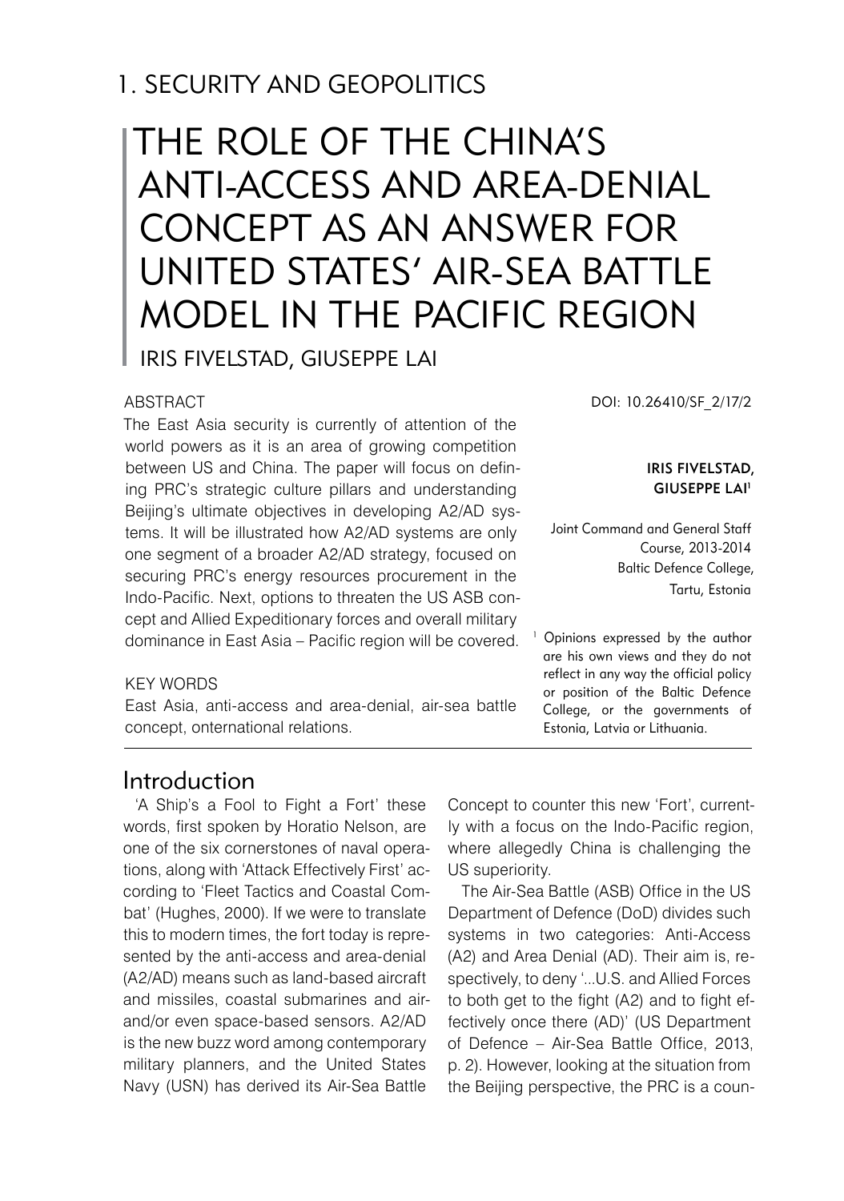# 1. SECURITY AND GEOPOLITICS

# THE ROLE OF THE CHINA'S ANTI-ACCESS AND AREA-DENIAL CONCEPT AS AN ANSWER FOR UNITED STATES' AIR-SEA BATTLE MODEL IN THE PACIFIC REGION

IRIS FIVELSTAD, GIUSEPPE LAI

DOI: 10.26410/SF_2/17/2

**IRIS FIVELSTAD, GIUSEPPE LAI**[1]

Joint Command and General Staff Course, 2013-2014
Baltic Defence College,
Tartu, Estonia

## ABSTRACT

The East Asia security is currently of attention of the world powers as it is an area of growing competition between US and China. The paper will focus on defining PRC's strategic culture pillars and understanding Beijing's ultimate objectives in developing A2/AD systems. It will be illustrated how A2/AD systems are only one segment of a broader A2/AD strategy, focused on securing PRC's energy resources procurement in the Indo-Pacific. Next, options to threaten the US ASB concept and Allied Expeditionary forces and overall military dominance in East Asia – Pacific region will be covered.

## KEY WORDS

East Asia, anti-access and area-denial, air-sea battle concept, onternational relations.

[1] Opinions expressed by the author are his own views and they do not reflect in any way the official policy or position of the Baltic Defence College, or the governments of Estonia, Latvia or Lithuania.

## Introduction

'A Ship's a Fool to Fight a Fort' these words, first spoken by Horatio Nelson, are one of the six cornerstones of naval operations, along with 'Attack Effectively First' according to 'Fleet Tactics and Coastal Combat' (Hughes, 2000). If we were to translate this to modern times, the fort today is represented by the anti-access and area-denial (A2/AD) means such as land-based aircraft and missiles, coastal submarines and air-and/or even space-based sensors. A2/AD is the new buzz word among contemporary military planners, and the United States Navy (USN) has derived its Air-Sea Battle Concept to counter this new 'Fort', currently with a focus on the Indo-Pacific region, where allegedly China is challenging the US superiority.

The Air-Sea Battle (ASB) Office in the US Department of Defence (DoD) divides such systems in two categories: Anti-Access (A2) and Area Denial (AD). Their aim is, respectively, to deny '...U.S. and Allied Forces to both get to the fight (A2) and to fight effectively once there (AD)' (US Department of Defence – Air-Sea Battle Office, 2013, p. 2). However, looking at the situation from the Beijing perspective, the PRC is a coun-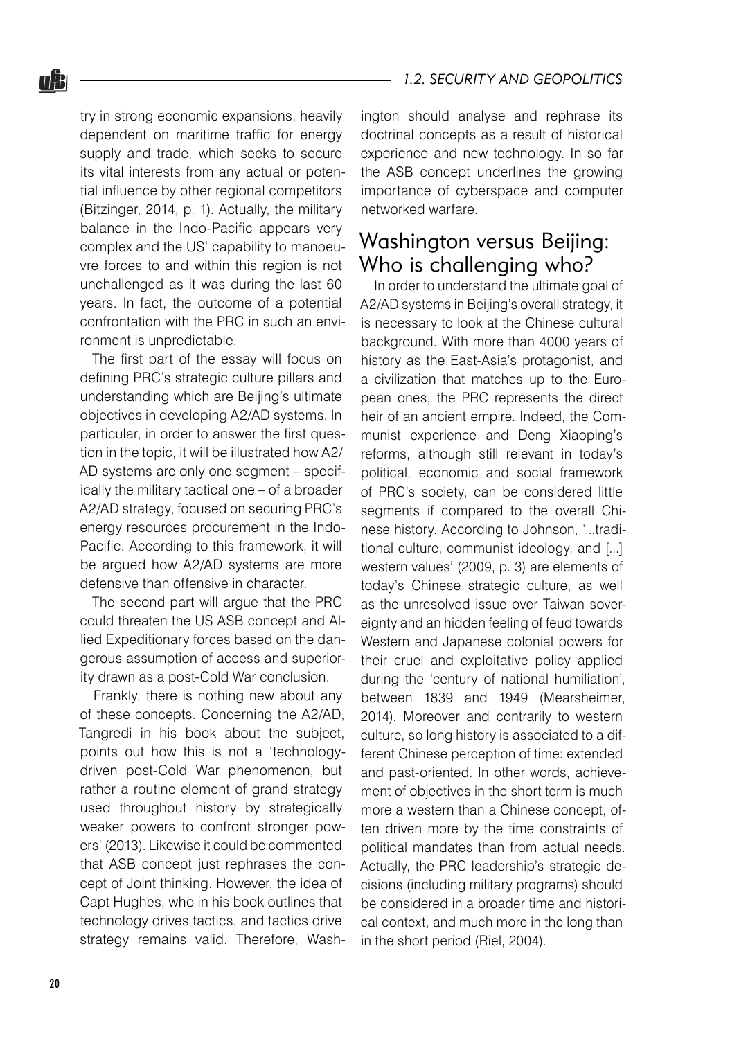try in strong economic expansions, heavily dependent on maritime traffic for energy supply and trade, which seeks to secure its vital interests from any actual or potential influence by other regional competitors (Bitzinger, 2014, p. 1). Actually, the military balance in the Indo-Pacific appears very complex and the US' capability to manoeuvre forces to and within this region is not unchallenged as it was during the last 60 years. In fact, the outcome of a potential confrontation with the PRC in such an environment is unpredictable.

The first part of the essay will focus on defining PRC's strategic culture pillars and understanding which are Beijing's ultimate objectives in developing A2/AD systems. In particular, in order to answer the first question in the topic, it will be illustrated how A2/AD systems are only one segment – specifically the military tactical one – of a broader A2/AD strategy, focused on securing PRC's energy resources procurement in the Indo-Pacific. According to this framework, it will be argued how A2/AD systems are more defensive than offensive in character.

The second part will argue that the PRC could threaten the US ASB concept and Allied Expeditionary forces based on the dangerous assumption of access and superiority drawn as a post-Cold War conclusion.

Frankly, there is nothing new about any of these concepts. Concerning the A2/AD, Tangredi in his book about the subject, points out how this is not a 'technology-driven post-Cold War phenomenon, but rather a routine element of grand strategy used throughout history by strategically weaker powers to confront stronger powers' (2013). Likewise it could be commented that ASB concept just rephrases the concept of Joint thinking. However, the idea of Capt Hughes, who in his book outlines that technology drives tactics, and tactics drive strategy remains valid. Therefore, Washington should analyse and rephrase its doctrinal concepts as a result of historical experience and new technology. In so far the ASB concept underlines the growing importance of cyberspace and computer networked warfare.

## Washington versus Beijing: Who is challenging who?

In order to understand the ultimate goal of A2/AD systems in Beijing's overall strategy, it is necessary to look at the Chinese cultural background. With more than 4000 years of history as the East-Asia's protagonist, and a civilization that matches up to the European ones, the PRC represents the direct heir of an ancient empire. Indeed, the Communist experience and Deng Xiaoping's reforms, although still relevant in today's political, economic and social framework of PRC's society, can be considered little segments if compared to the overall Chinese history. According to Johnson, '...traditional culture, communist ideology, and [...] western values' (2009, p. 3) are elements of today's Chinese strategic culture, as well as the unresolved issue over Taiwan sovereignty and an hidden feeling of feud towards Western and Japanese colonial powers for their cruel and exploitative policy applied during the 'century of national humiliation', between 1839 and 1949 (Mearsheimer, 2014). Moreover and contrarily to western culture, so long history is associated to a different Chinese perception of time: extended and past-oriented. In other words, achievement of objectives in the short term is much more a western than a Chinese concept, often driven more by the time constraints of political mandates than from actual needs. Actually, the PRC leadership's strategic decisions (including military programs) should be considered in a broader time and historical context, and much more in the long than in the short period (Riel, 2004).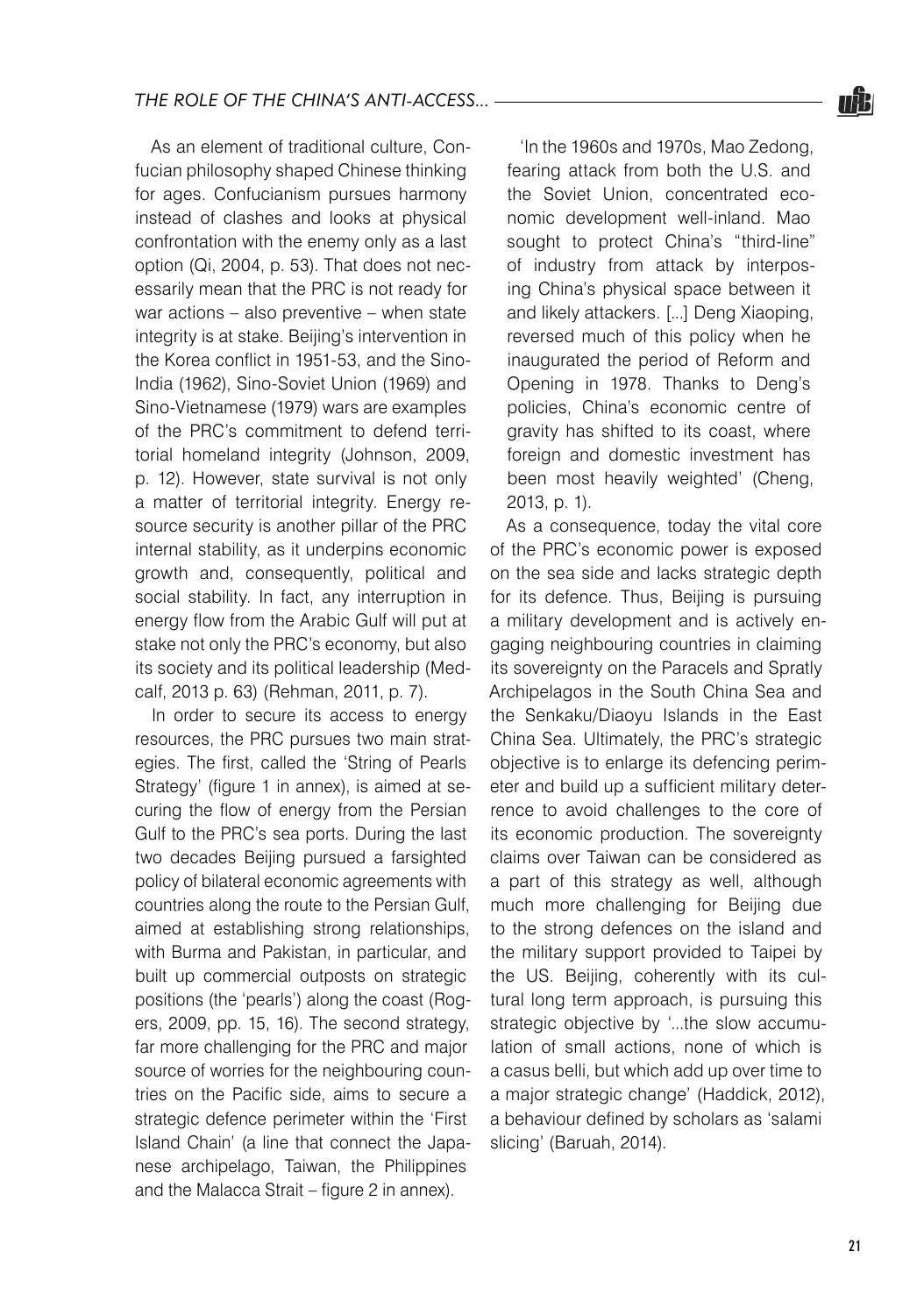As an element of traditional culture, Confucian philosophy shaped Chinese thinking for ages. Confucianism pursues harmony instead of clashes and looks at physical confrontation with the enemy only as a last option (Qi, 2004, p. 53). That does not necessarily mean that the PRC is not ready for war actions – also preventive – when state integrity is at stake. Beijing's intervention in the Korea conflict in 1951-53, and the Sino-India (1962), Sino-Soviet Union (1969) and Sino-Vietnamese (1979) wars are examples of the PRC's commitment to defend territorial homeland integrity (Johnson, 2009, p. 12). However, state survival is not only a matter of territorial integrity. Energy resource security is another pillar of the PRC internal stability, as it underpins economic growth and, consequently, political and social stability. In fact, any interruption in energy flow from the Arabic Gulf will put at stake not only the PRC's economy, but also its society and its political leadership (Medcalf, 2013 p. 63) (Rehman, 2011, p. 7).

In order to secure its access to energy resources, the PRC pursues two main strategies. The first, called the 'String of Pearls Strategy' (figure 1 in annex), is aimed at securing the flow of energy from the Persian Gulf to the PRC's sea ports. During the last two decades Beijing pursued a farsighted policy of bilateral economic agreements with countries along the route to the Persian Gulf, aimed at establishing strong relationships, with Burma and Pakistan, in particular, and built up commercial outposts on strategic positions (the 'pearls') along the coast (Rogers, 2009, pp. 15, 16). The second strategy, far more challenging for the PRC and major source of worries for the neighbouring countries on the Pacific side, aims to secure a strategic defence perimeter within the 'First Island Chain' (a line that connect the Japanese archipelago, Taiwan, the Philippines and the Malacca Strait – figure 2 in annex).

> 'In the 1960s and 1970s, Mao Zedong, fearing attack from both the U.S. and the Soviet Union, concentrated economic development well-inland. Mao sought to protect China's "third-line" of industry from attack by interposing China's physical space between it and likely attackers. [...] Deng Xiaoping, reversed much of this policy when he inaugurated the period of Reform and Opening in 1978. Thanks to Deng's policies, China's economic centre of gravity has shifted to its coast, where foreign and domestic investment has been most heavily weighted' (Cheng, 2013, p. 1).

As a consequence, today the vital core of the PRC's economic power is exposed on the sea side and lacks strategic depth for its defence. Thus, Beijing is pursuing a military development and is actively engaging neighbouring countries in claiming its sovereignty on the Paracels and Spratly Archipelagos in the South China Sea and the Senkaku/Diaoyu Islands in the East China Sea. Ultimately, the PRC's strategic objective is to enlarge its defencing perimeter and build up a sufficient military deterrence to avoid challenges to the core of its economic production. The sovereignty claims over Taiwan can be considered as a part of this strategy as well, although much more challenging for Beijing due to the strong defences on the island and the military support provided to Taipei by the US. Beijing, coherently with its cultural long term approach, is pursuing this strategic objective by '...the slow accumulation of small actions, none of which is a casus belli, but which add up over time to a major strategic change' (Haddick, 2012), a behaviour defined by scholars as 'salami slicing' (Baruah, 2014).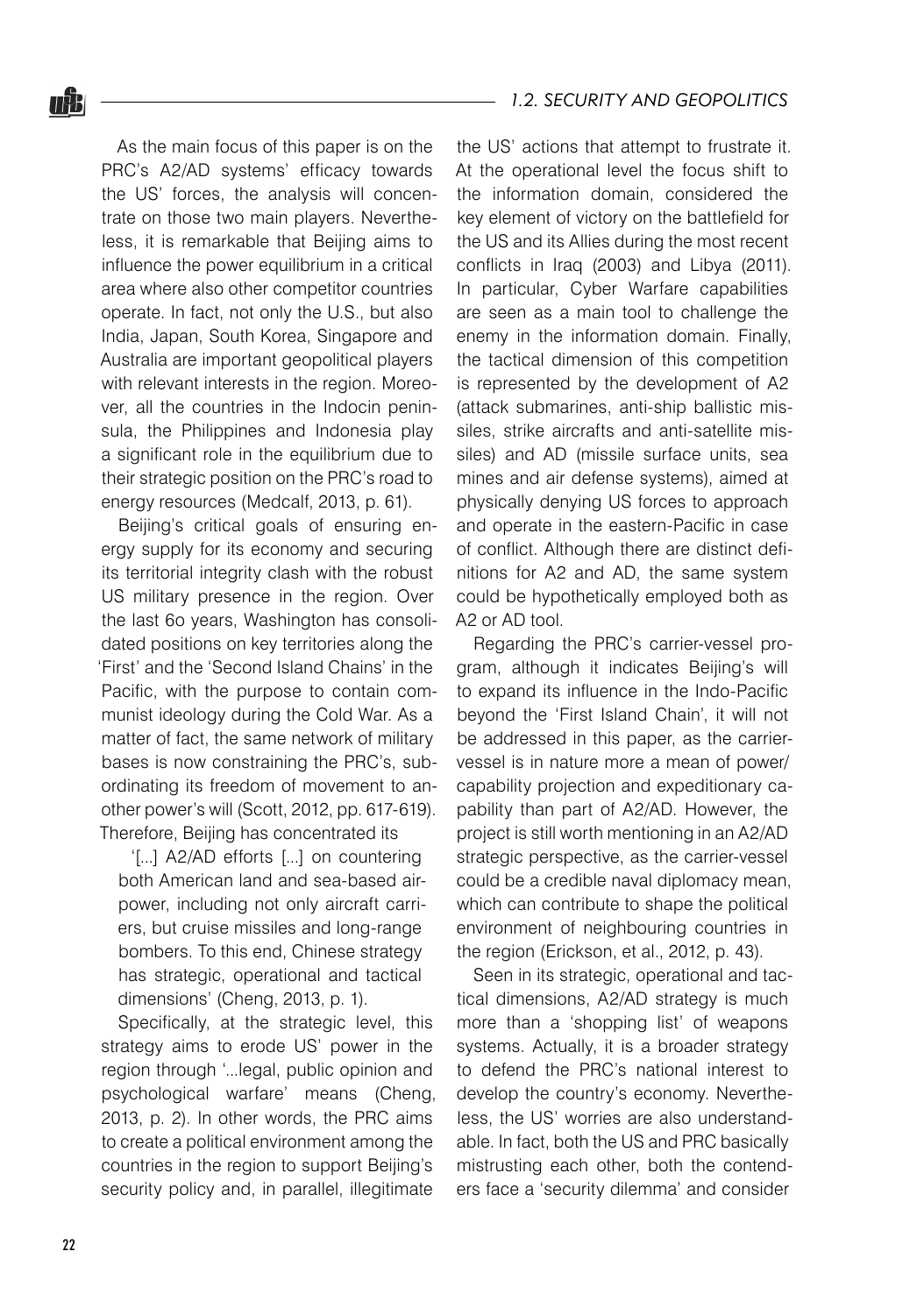As the main focus of this paper is on the PRC's A2/AD systems' efficacy towards the US' forces, the analysis will concentrate on those two main players. Nevertheless, it is remarkable that Beijing aims to influence the power equilibrium in a critical area where also other competitor countries operate. In fact, not only the U.S., but also India, Japan, South Korea, Singapore and Australia are important geopolitical players with relevant interests in the region. Moreover, all the countries in the Indocin peninsula, the Philippines and Indonesia play a significant role in the equilibrium due to their strategic position on the PRC's road to energy resources (Medcalf, 2013, p. 61).

Beijing's critical goals of ensuring energy supply for its economy and securing its territorial integrity clash with the robust US military presence in the region. Over the last 60 years, Washington has consolidated positions on key territories along the 'First' and the 'Second Island Chains' in the Pacific, with the purpose to contain communist ideology during the Cold War. As a matter of fact, the same network of military bases is now constraining the PRC's, subordinating its freedom of movement to another power's will (Scott, 2012, pp. 617-619). Therefore, Beijing has concentrated its

> '[...] A2/AD efforts [...] on countering both American land and sea-based airpower, including not only aircraft carriers, but cruise missiles and long-range bombers. To this end, Chinese strategy has strategic, operational and tactical dimensions' (Cheng, 2013, p. 1).

Specifically, at the strategic level, this strategy aims to erode US' power in the region through '...legal, public opinion and psychological warfare' means (Cheng, 2013, p. 2). In other words, the PRC aims to create a political environment among the countries in the region to support Beijing's security policy and, in parallel, illegitimate the US' actions that attempt to frustrate it. At the operational level the focus shift to the information domain, considered the key element of victory on the battlefield for the US and its Allies during the most recent conflicts in Iraq (2003) and Libya (2011). In particular, Cyber Warfare capabilities are seen as a main tool to challenge the enemy in the information domain. Finally, the tactical dimension of this competition is represented by the development of A2 (attack submarines, anti-ship ballistic missiles, strike aircrafts and anti-satellite missiles) and AD (missile surface units, sea mines and air defense systems), aimed at physically denying US forces to approach and operate in the eastern-Pacific in case of conflict. Although there are distinct definitions for A2 and AD, the same system could be hypothetically employed both as A2 or AD tool.

Regarding the PRC's carrier-vessel program, although it indicates Beijing's will to expand its influence in the Indo-Pacific beyond the 'First Island Chain', it will not be addressed in this paper, as the carrier-vessel is in nature more a mean of power/capability projection and expeditionary capability than part of A2/AD. However, the project is still worth mentioning in an A2/AD strategic perspective, as the carrier-vessel could be a credible naval diplomacy mean, which can contribute to shape the political environment of neighbouring countries in the region (Erickson, et al., 2012, p. 43).

Seen in its strategic, operational and tactical dimensions, A2/AD strategy is much more than a 'shopping list' of weapons systems. Actually, it is a broader strategy to defend the PRC's national interest to develop the country's economy. Nevertheless, the US' worries are also understandable. In fact, both the US and PRC basically mistrusting each other, both the contenders face a 'security dilemma' and consider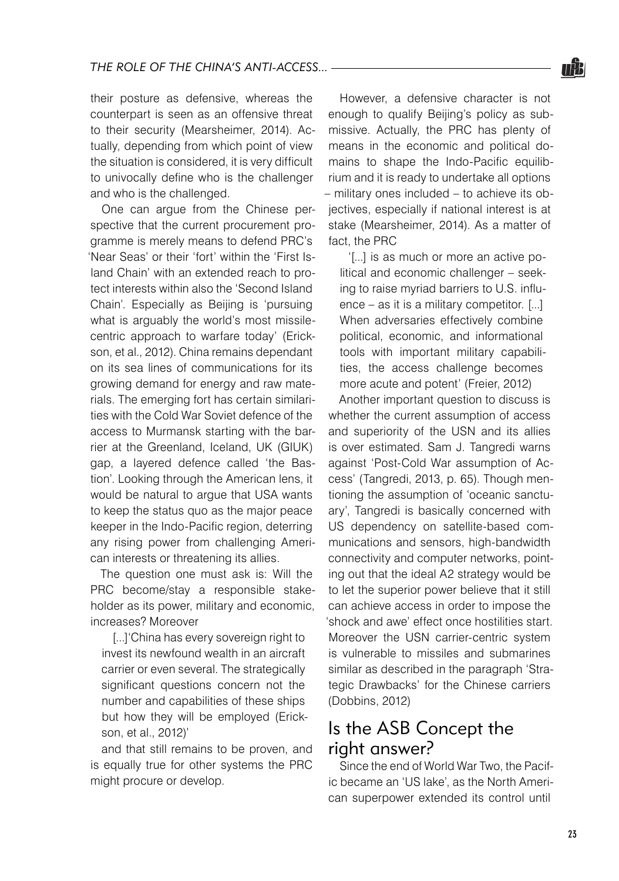their posture as defensive, whereas the counterpart is seen as an offensive threat to their security (Mearsheimer, 2014). Actually, depending from which point of view the situation is considered, it is very difficult to univocally define who is the challenger and who is the challenged.

One can argue from the Chinese perspective that the current procurement programme is merely means to defend PRC's 'Near Seas' or their 'fort' within the 'First Island Chain' with an extended reach to protect interests within also the 'Second Island Chain'. Especially as Beijing is 'pursuing what is arguably the world's most missile-centric approach to warfare today' (Erickson, et al., 2012). China remains dependant on its sea lines of communications for its growing demand for energy and raw materials. The emerging fort has certain similarities with the Cold War Soviet defence of the access to Murmansk starting with the barrier at the Greenland, Iceland, UK (GIUK) gap, a layered defence called 'the Bastion'. Looking through the American lens, it would be natural to argue that USA wants to keep the status quo as the major peace keeper in the Indo-Pacific region, deterring any rising power from challenging American interests or threatening its allies.

The question one must ask is: Will the PRC become/stay a responsible stakeholder as its power, military and economic, increases? Moreover

> [...]'China has every sovereign right to invest its newfound wealth in an aircraft carrier or even several. The strategically significant questions concern not the number and capabilities of these ships but how they will be employed (Erickson, et al., 2012)'

and that still remains to be proven, and is equally true for other systems the PRC might procure or develop.

However, a defensive character is not enough to qualify Beijing's policy as submissive. Actually, the PRC has plenty of means in the economic and political domains to shape the Indo-Pacific equilibrium and it is ready to undertake all options – military ones included – to achieve its objectives, especially if national interest is at stake (Mearsheimer, 2014). As a matter of fact, the PRC

> '[...] is as much or more an active political and economic challenger – seeking to raise myriad barriers to U.S. influence – as it is a military competitor. [...] When adversaries effectively combine political, economic, and informational tools with important military capabilities, the access challenge becomes more acute and potent' (Freier, 2012)

Another important question to discuss is whether the current assumption of access and superiority of the USN and its allies is over estimated. Sam J. Tangredi warns against 'Post-Cold War assumption of Access' (Tangredi, 2013, p. 65). Though mentioning the assumption of 'oceanic sanctuary', Tangredi is basically concerned with US dependency on satellite-based communications and sensors, high-bandwidth connectivity and computer networks, pointing out that the ideal A2 strategy would be to let the superior power believe that it still can achieve access in order to impose the 'shock and awe' effect once hostilities start. Moreover the USN carrier-centric system is vulnerable to missiles and submarines similar as described in the paragraph 'Strategic Drawbacks' for the Chinese carriers (Dobbins, 2012)

## Is the ASB Concept the right answer?

Since the end of World War Two, the Pacific became an 'US lake', as the North American superpower extended its control until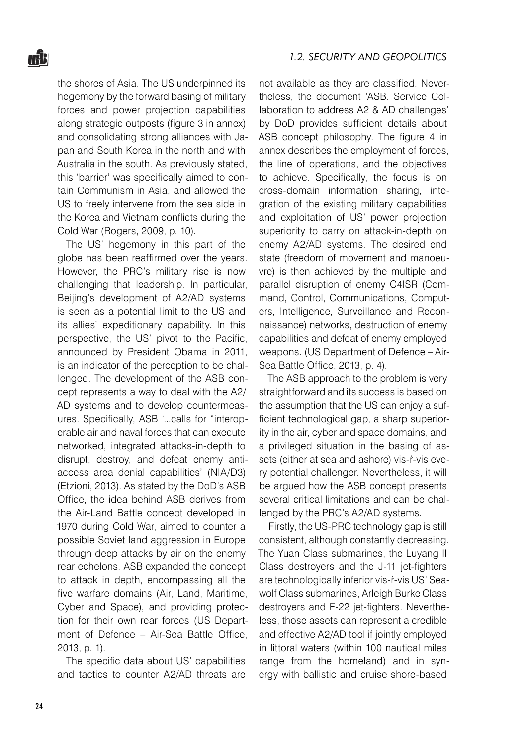the shores of Asia. The US underpinned its hegemony by the forward basing of military forces and power projection capabilities along strategic outposts (figure 3 in annex) and consolidating strong alliances with Japan and South Korea in the north and with Australia in the south. As previously stated, this 'barrier' was specifically aimed to contain Communism in Asia, and allowed the US to freely intervene from the sea side in the Korea and Vietnam conflicts during the Cold War (Rogers, 2009, p. 10).

The US' hegemony in this part of the globe has been reaffirmed over the years. However, the PRC's military rise is now challenging that leadership. In particular, Beijing's development of A2/AD systems is seen as a potential limit to the US and its allies' expeditionary capability. In this perspective, the US' pivot to the Pacific, announced by President Obama in 2011, is an indicator of the perception to be challenged. The development of the ASB concept represents a way to deal with the A2/AD systems and to develop countermeasures. Specifically, ASB '...calls for "interoperable air and naval forces that can execute networked, integrated attacks-in-depth to disrupt, destroy, and defeat enemy anti-access area denial capabilities' (NIA/D3) (Etzioni, 2013). As stated by the DoD's ASB Office, the idea behind ASB derives from the Air-Land Battle concept developed in 1970 during Cold War, aimed to counter a possible Soviet land aggression in Europe through deep attacks by air on the enemy rear echelons. ASB expanded the concept to attack in depth, encompassing all the five warfare domains (Air, Land, Maritime, Cyber and Space), and providing protection for their own rear forces (US Department of Defence – Air-Sea Battle Office, 2013, p. 1).

The specific data about US' capabilities and tactics to counter A2/AD threats are not available as they are classified. Nevertheless, the document 'ASB. Service Collaboration to address A2 & AD challenges' by DoD provides sufficient details about ASB concept philosophy. The figure 4 in annex describes the employment of forces, the line of operations, and the objectives to achieve. Specifically, the focus is on cross-domain information sharing, integration of the existing military capabilities and exploitation of US' power projection superiority to carry on attack-in-depth on enemy A2/AD systems. The desired end state (freedom of movement and manoeuvre) is then achieved by the multiple and parallel disruption of enemy C4ISR (Command, Control, Communications, Computers, Intelligence, Surveillance and Reconnaissance) networks, destruction of enemy capabilities and defeat of enemy employed weapons. (US Department of Defence – Air-Sea Battle Office, 2013, p. 4).

The ASB approach to the problem is very straightforward and its success is based on the assumption that the US can enjoy a sufficient technological gap, a sharp superiority in the air, cyber and space domains, and a privileged situation in the basing of assets (either at sea and ashore) vis-ŕ-vis every potential challenger. Nevertheless, it will be argued how the ASB concept presents several critical limitations and can be challenged by the PRC's A2/AD systems.

Firstly, the US-PRC technology gap is still consistent, although constantly decreasing. The Yuan Class submarines, the Luyang II Class destroyers and the J-11 jet-fighters are technologically inferior vis-ŕ-vis US' Seawolf Class submarines, Arleigh Burke Class destroyers and F-22 jet-fighters. Nevertheless, those assets can represent a credible and effective A2/AD tool if jointly employed in littoral waters (within 100 nautical miles range from the homeland) and in synergy with ballistic and cruise shore-based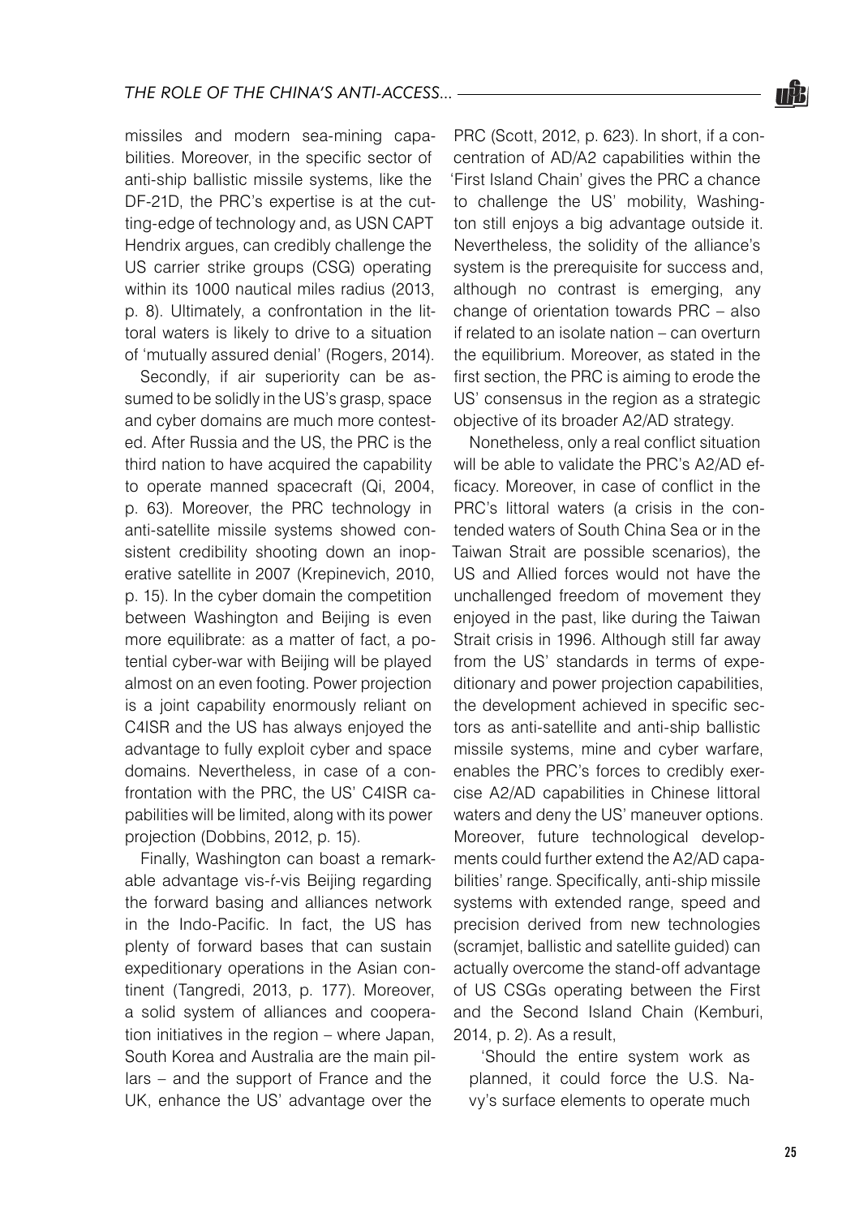missiles and modern sea-mining capabilities. Moreover, in the specific sector of anti-ship ballistic missile systems, like the DF-21D, the PRC's expertise is at the cutting-edge of technology and, as USN CAPT Hendrix argues, can credibly challenge the US carrier strike groups (CSG) operating within its 1000 nautical miles radius (2013, p. 8). Ultimately, a confrontation in the littoral waters is likely to drive to a situation of 'mutually assured denial' (Rogers, 2014).

Secondly, if air superiority can be assumed to be solidly in the US's grasp, space and cyber domains are much more contested. After Russia and the US, the PRC is the third nation to have acquired the capability to operate manned spacecraft (Qi, 2004, p. 63). Moreover, the PRC technology in anti-satellite missile systems showed consistent credibility shooting down an inoperative satellite in 2007 (Krepinevich, 2010, p. 15). In the cyber domain the competition between Washington and Beijing is even more equilibrate: as a matter of fact, a potential cyber-war with Beijing will be played almost on an even footing. Power projection is a joint capability enormously reliant on C4ISR and the US has always enjoyed the advantage to fully exploit cyber and space domains. Nevertheless, in case of a confrontation with the PRC, the US' C4ISR capabilities will be limited, along with its power projection (Dobbins, 2012, p. 15).

Finally, Washington can boast a remarkable advantage vis-ŕ-vis Beijing regarding the forward basing and alliances network in the Indo-Pacific. In fact, the US has plenty of forward bases that can sustain expeditionary operations in the Asian continent (Tangredi, 2013, p. 177). Moreover, a solid system of alliances and cooperation initiatives in the region – where Japan, South Korea and Australia are the main pillars – and the support of France and the UK, enhance the US' advantage over the PRC (Scott, 2012, p. 623). In short, if a concentration of AD/A2 capabilities within the 'First Island Chain' gives the PRC a chance to challenge the US' mobility, Washington still enjoys a big advantage outside it. Nevertheless, the solidity of the alliance's system is the prerequisite for success and, although no contrast is emerging, any change of orientation towards PRC – also if related to an isolate nation – can overturn the equilibrium. Moreover, as stated in the first section, the PRC is aiming to erode the US' consensus in the region as a strategic objective of its broader A2/AD strategy.

Nonetheless, only a real conflict situation will be able to validate the PRC's A2/AD efficacy. Moreover, in case of conflict in the PRC's littoral waters (a crisis in the contended waters of South China Sea or in the Taiwan Strait are possible scenarios), the US and Allied forces would not have the unchallenged freedom of movement they enjoyed in the past, like during the Taiwan Strait crisis in 1996. Although still far away from the US' standards in terms of expeditionary and power projection capabilities, the development achieved in specific sectors as anti-satellite and anti-ship ballistic missile systems, mine and cyber warfare, enables the PRC's forces to credibly exercise A2/AD capabilities in Chinese littoral waters and deny the US' maneuver options. Moreover, future technological developments could further extend the A2/AD capabilities' range. Specifically, anti-ship missile systems with extended range, speed and precision derived from new technologies (scramjet, ballistic and satellite guided) can actually overcome the stand-off advantage of US CSGs operating between the First and the Second Island Chain (Kemburi, 2014, p. 2). As a result,

> 'Should the entire system work as planned, it could force the U.S. Navy's surface elements to operate much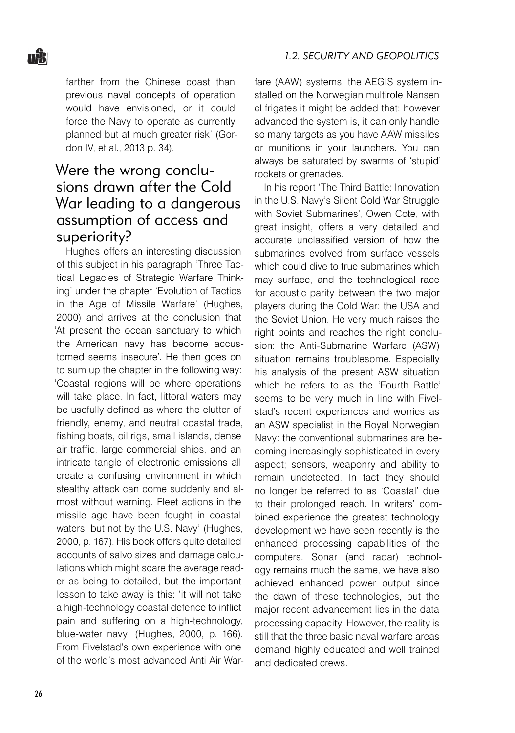farther from the Chinese coast than previous naval concepts of operation would have envisioned, or it could force the Navy to operate as currently planned but at much greater risk' (Gordon IV, et al., 2013 p. 34).

## Were the wrong conclusions drawn after the Cold War leading to a dangerous assumption of access and superiority?

Hughes offers an interesting discussion of this subject in his paragraph 'Three Tactical Legacies of Strategic Warfare Thinking' under the chapter 'Evolution of Tactics in the Age of Missile Warfare' (Hughes, 2000) and arrives at the conclusion that 'At present the ocean sanctuary to which the American navy has become accustomed seems insecure'. He then goes on to sum up the chapter in the following way: 'Coastal regions will be where operations will take place. In fact, littoral waters may be usefully defined as where the clutter of friendly, enemy, and neutral coastal trade, fishing boats, oil rigs, small islands, dense air traffic, large commercial ships, and an intricate tangle of electronic emissions all create a confusing environment in which stealthy attack can come suddenly and almost without warning. Fleet actions in the missile age have been fought in coastal waters, but not by the U.S. Navy' (Hughes, 2000, p. 167). His book offers quite detailed accounts of salvo sizes and damage calculations which might scare the average reader as being to detailed, but the important lesson to take away is this: 'it will not take a high-technology coastal defence to inflict pain and suffering on a high-technology, blue-water navy' (Hughes, 2000, p. 166). From Fivelstad's own experience with one of the world's most advanced Anti Air Warfare (AAW) systems, the AEGIS system installed on the Norwegian multirole Nansen cl frigates it might be added that: however advanced the system is, it can only handle so many targets as you have AAW missiles or munitions in your launchers. You can always be saturated by swarms of 'stupid' rockets or grenades.

In his report 'The Third Battle: Innovation in the U.S. Navy's Silent Cold War Struggle with Soviet Submarines', Owen Cote, with great insight, offers a very detailed and accurate unclassified version of how the submarines evolved from surface vessels which could dive to true submarines which may surface, and the technological race for acoustic parity between the two major players during the Cold War: the USA and the Soviet Union. He very much raises the right points and reaches the right conclusion: the Anti-Submarine Warfare (ASW) situation remains troublesome. Especially his analysis of the present ASW situation which he refers to as the 'Fourth Battle' seems to be very much in line with Fivelstad's recent experiences and worries as an ASW specialist in the Royal Norwegian Navy: the conventional submarines are becoming increasingly sophisticated in every aspect; sensors, weaponry and ability to remain undetected. In fact they should no longer be referred to as 'Coastal' due to their prolonged reach. In writers' combined experience the greatest technology development we have seen recently is the enhanced processing capabilities of the computers. Sonar (and radar) technology remains much the same, we have also achieved enhanced power output since the dawn of these technologies, but the major recent advancement lies in the data processing capacity. However, the reality is still that the three basic naval warfare areas demand highly educated and well trained and dedicated crews.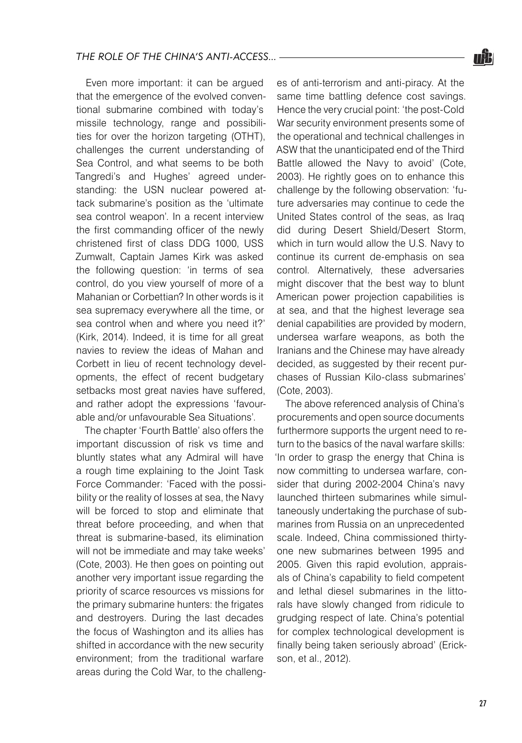Even more important: it can be argued that the emergence of the evolved conventional submarine combined with today's missile technology, range and possibilities for over the horizon targeting (OTHT), challenges the current understanding of Sea Control, and what seems to be both Tangredi's and Hughes' agreed understanding: the USN nuclear powered attack submarine's position as the 'ultimate sea control weapon'. In a recent interview the first commanding officer of the newly christened first of class DDG 1000, USS Zumwalt, Captain James Kirk was asked the following question: 'in terms of sea control, do you view yourself of more of a Mahanian or Corbettian? In other words is it sea supremacy everywhere all the time, or sea control when and where you need it?' (Kirk, 2014). Indeed, it is time for all great navies to review the ideas of Mahan and Corbett in lieu of recent technology developments, the effect of recent budgetary setbacks most great navies have suffered, and rather adopt the expressions 'favourable and/or unfavourable Sea Situations'.

The chapter 'Fourth Battle' also offers the important discussion of risk vs time and bluntly states what any Admiral will have a rough time explaining to the Joint Task Force Commander: 'Faced with the possibility or the reality of losses at sea, the Navy will be forced to stop and eliminate that threat before proceeding, and when that threat is submarine-based, its elimination will not be immediate and may take weeks' (Cote, 2003). He then goes on pointing out another very important issue regarding the priority of scarce resources vs missions for the primary submarine hunters: the frigates and destroyers. During the last decades the focus of Washington and its allies has shifted in accordance with the new security environment; from the traditional warfare areas during the Cold War, to the challenges of anti-terrorism and anti-piracy. At the same time battling defence cost savings. Hence the very crucial point: 'the post-Cold War security environment presents some of the operational and technical challenges in ASW that the unanticipated end of the Third Battle allowed the Navy to avoid' (Cote, 2003). He rightly goes on to enhance this challenge by the following observation: 'future adversaries may continue to cede the United States control of the seas, as Iraq did during Desert Shield/Desert Storm, which in turn would allow the U.S. Navy to continue its current de-emphasis on sea control. Alternatively, these adversaries might discover that the best way to blunt American power projection capabilities is at sea, and that the highest leverage sea denial capabilities are provided by modern, undersea warfare weapons, as both the Iranians and the Chinese may have already decided, as suggested by their recent purchases of Russian Kilo-class submarines' (Cote, 2003).

The above referenced analysis of China's procurements and open source documents furthermore supports the urgent need to return to the basics of the naval warfare skills: 'In order to grasp the energy that China is now committing to undersea warfare, consider that during 2002-2004 China's navy launched thirteen submarines while simultaneously undertaking the purchase of submarines from Russia on an unprecedented scale. Indeed, China commissioned thirty-one new submarines between 1995 and 2005. Given this rapid evolution, appraisals of China's capability to field competent and lethal diesel submarines in the littorals have slowly changed from ridicule to grudging respect of late. China's potential for complex technological development is finally being taken seriously abroad' (Erickson, et al., 2012).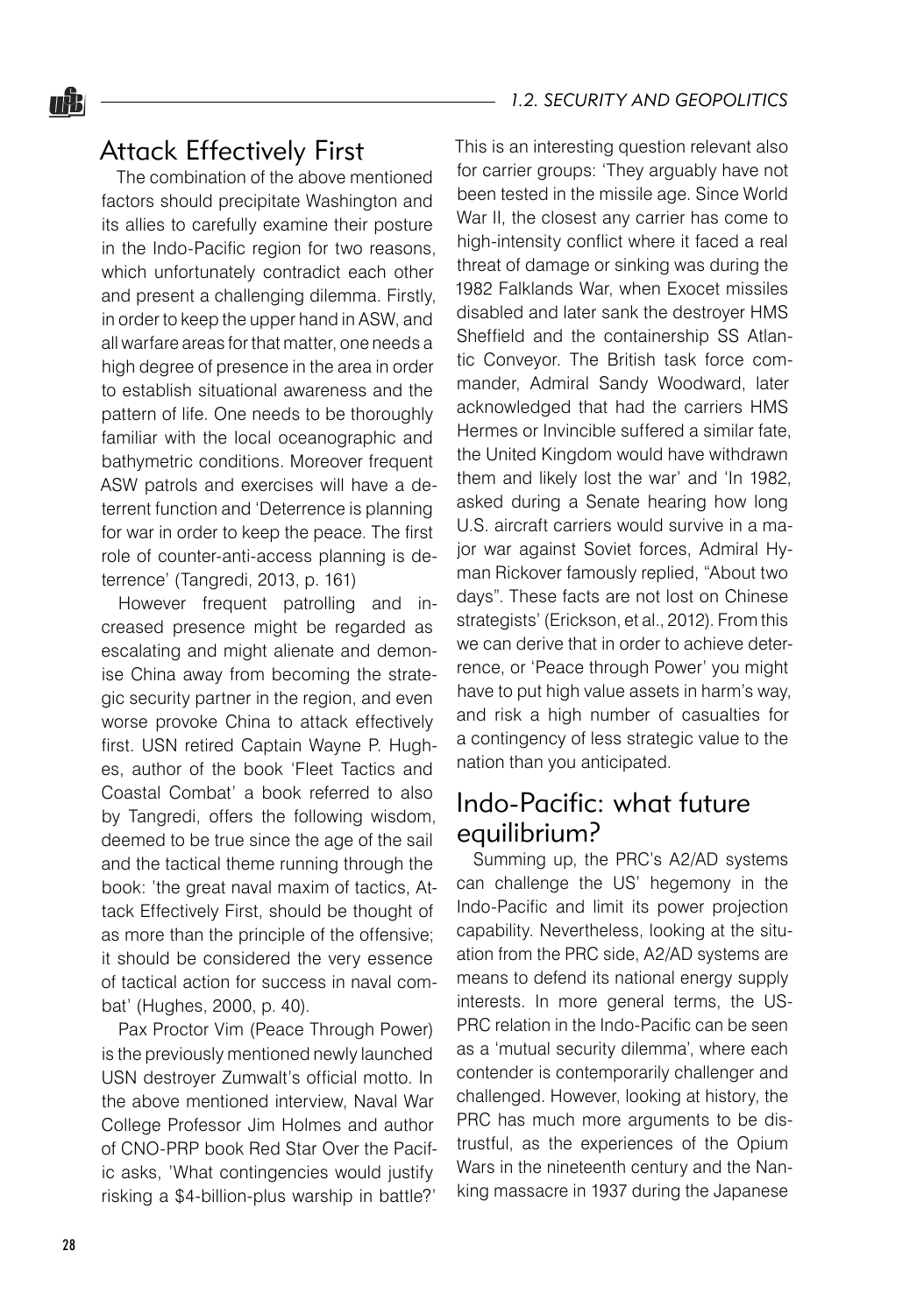## Attack Effectively First

The combination of the above mentioned factors should precipitate Washington and its allies to carefully examine their posture in the Indo-Pacific region for two reasons, which unfortunately contradict each other and present a challenging dilemma. Firstly, in order to keep the upper hand in ASW, and all warfare areas for that matter, one needs a high degree of presence in the area in order to establish situational awareness and the pattern of life. One needs to be thoroughly familiar with the local oceanographic and bathymetric conditions. Moreover frequent ASW patrols and exercises will have a deterrent function and 'Deterrence is planning for war in order to keep the peace. The first role of counter-anti-access planning is deterrence' (Tangredi, 2013, p. 161)

However frequent patrolling and increased presence might be regarded as escalating and might alienate and demonise China away from becoming the strategic security partner in the region, and even worse provoke China to attack effectively first. USN retired Captain Wayne P. Hughes, author of the book 'Fleet Tactics and Coastal Combat' a book referred to also by Tangredi, offers the following wisdom, deemed to be true since the age of the sail and the tactical theme running through the book: 'the great naval maxim of tactics, Attack Effectively First, should be thought of as more than the principle of the offensive; it should be considered the very essence of tactical action for success in naval combat' (Hughes, 2000, p. 40).

Pax Proctor Vim (Peace Through Power) is the previously mentioned newly launched USN destroyer Zumwalt's official motto. In the above mentioned interview, Naval War College Professor Jim Holmes and author of CNO-PRP book Red Star Over the Pacific asks, 'What contingencies would justify risking a $4-billion-plus warship in battle?' This is an interesting question relevant also for carrier groups: 'They arguably have not been tested in the missile age. Since World War II, the closest any carrier has come to high-intensity conflict where it faced a real threat of damage or sinking was during the 1982 Falklands War, when Exocet missiles disabled and later sank the destroyer HMS Sheffield and the containership SS Atlantic Conveyor. The British task force commander, Admiral Sandy Woodward, later acknowledged that had the carriers HMS Hermes or Invincible suffered a similar fate, the United Kingdom would have withdrawn them and likely lost the war' and 'In 1982, asked during a Senate hearing how long U.S. aircraft carriers would survive in a major war against Soviet forces, Admiral Hyman Rickover famously replied, "About two days". These facts are not lost on Chinese strategists' (Erickson, et al., 2012). From this we can derive that in order to achieve deterrence, or 'Peace through Power' you might have to put high value assets in harm's way, and risk a high number of casualties for a contingency of less strategic value to the nation than you anticipated.

## Indo-Pacific: what future equilibrium?

Summing up, the PRC's A2/AD systems can challenge the US' hegemony in the Indo-Pacific and limit its power projection capability. Nevertheless, looking at the situation from the PRC side, A2/AD systems are means to defend its national energy supply interests. In more general terms, the US-PRC relation in the Indo-Pacific can be seen as a 'mutual security dilemma', where each contender is contemporarily challenger and challenged. However, looking at history, the PRC has much more arguments to be distrustful, as the experiences of the Opium Wars in the nineteenth century and the Nanking massacre in 1937 during the Japanese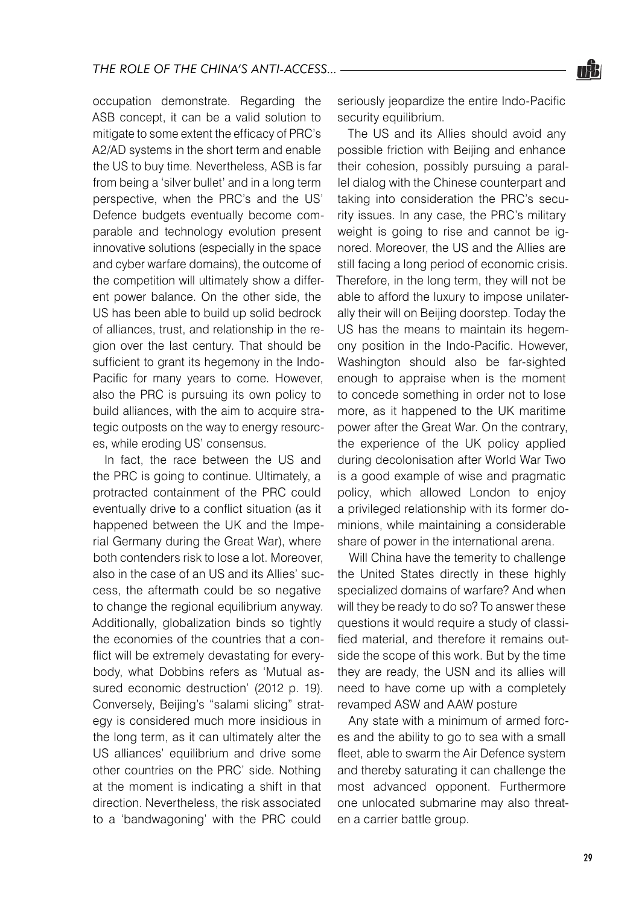occupation demonstrate. Regarding the ASB concept, it can be a valid solution to mitigate to some extent the efficacy of PRC's A2/AD systems in the short term and enable the US to buy time. Nevertheless, ASB is far from being a 'silver bullet' and in a long term perspective, when the PRC's and the US' Defence budgets eventually become comparable and technology evolution present innovative solutions (especially in the space and cyber warfare domains), the outcome of the competition will ultimately show a different power balance. On the other side, the US has been able to build up solid bedrock of alliances, trust, and relationship in the region over the last century. That should be sufficient to grant its hegemony in the Indo-Pacific for many years to come. However, also the PRC is pursuing its own policy to build alliances, with the aim to acquire strategic outposts on the way to energy resources, while eroding US' consensus.

In fact, the race between the US and the PRC is going to continue. Ultimately, a protracted containment of the PRC could eventually drive to a conflict situation (as it happened between the UK and the Imperial Germany during the Great War), where both contenders risk to lose a lot. Moreover, also in the case of an US and its Allies' success, the aftermath could be so negative to change the regional equilibrium anyway. Additionally, globalization binds so tightly the economies of the countries that a conflict will be extremely devastating for everybody, what Dobbins refers as 'Mutual assured economic destruction' (2012 p. 19). Conversely, Beijing's "salami slicing" strategy is considered much more insidious in the long term, as it can ultimately alter the US alliances' equilibrium and drive some other countries on the PRC' side. Nothing at the moment is indicating a shift in that direction. Nevertheless, the risk associated to a 'bandwagoning' with the PRC could seriously jeopardize the entire Indo-Pacific security equilibrium.

The US and its Allies should avoid any possible friction with Beijing and enhance their cohesion, possibly pursuing a parallel dialog with the Chinese counterpart and taking into consideration the PRC's security issues. In any case, the PRC's military weight is going to rise and cannot be ignored. Moreover, the US and the Allies are still facing a long period of economic crisis. Therefore, in the long term, they will not be able to afford the luxury to impose unilaterally their will on Beijing doorstep. Today the US has the means to maintain its hegemony position in the Indo-Pacific. However, Washington should also be far-sighted enough to appraise when is the moment to concede something in order not to lose more, as it happened to the UK maritime power after the Great War. On the contrary, the experience of the UK policy applied during decolonisation after World War Two is a good example of wise and pragmatic policy, which allowed London to enjoy a privileged relationship with its former dominions, while maintaining a considerable share of power in the international arena.

Will China have the temerity to challenge the United States directly in these highly specialized domains of warfare? And when will they be ready to do so? To answer these questions it would require a study of classified material, and therefore it remains outside the scope of this work. But by the time they are ready, the USN and its allies will need to have come up with a completely revamped ASW and AAW posture

Any state with a minimum of armed forces and the ability to go to sea with a small fleet, able to swarm the Air Defence system and thereby saturating it can challenge the most advanced opponent. Furthermore one unlocated submarine may also threaten a carrier battle group.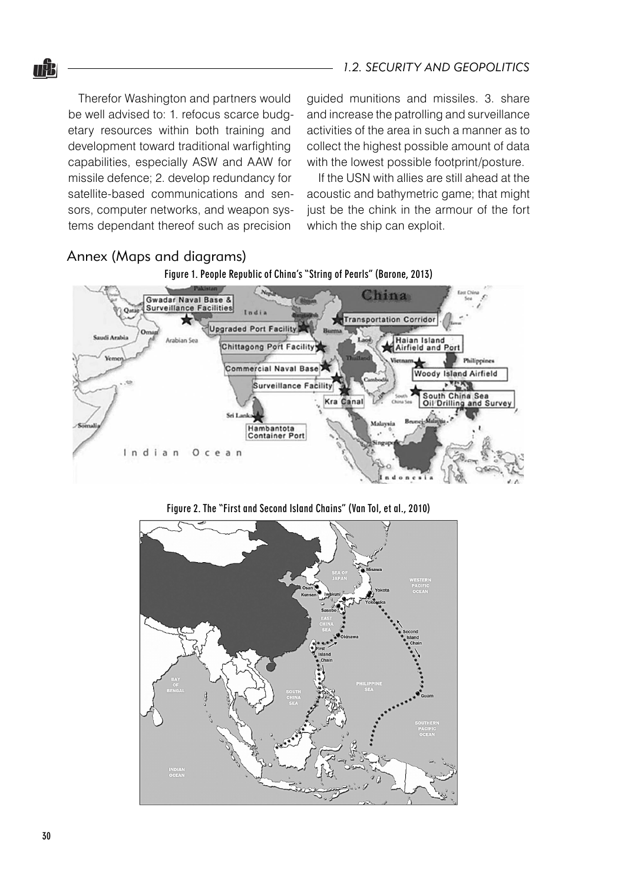Therefor Washington and partners would be well advised to: 1. refocus scarce budgetary resources within both training and development toward traditional warfighting capabilities, especially ASW and AAW for missile defence; 2. develop redundancy for satellite-based communications and sensors, computer networks, and weapon systems dependant thereof such as precision guided munitions and missiles. 3. share and increase the patrolling and surveillance activities of the area in such a manner as to collect the highest possible amount of data with the lowest possible footprint/posture.

If the USN with allies are still ahead at the acoustic and bathymetric game; that might just be the chink in the armour of the fort which the ship can exploit.

## Annex (Maps and diagrams)

Figure 1. People Republic of China's "String of Pearls" (Barone, 2013)

Figure 2. The "First and Second Island Chains" (Van Tol, et al., 2010)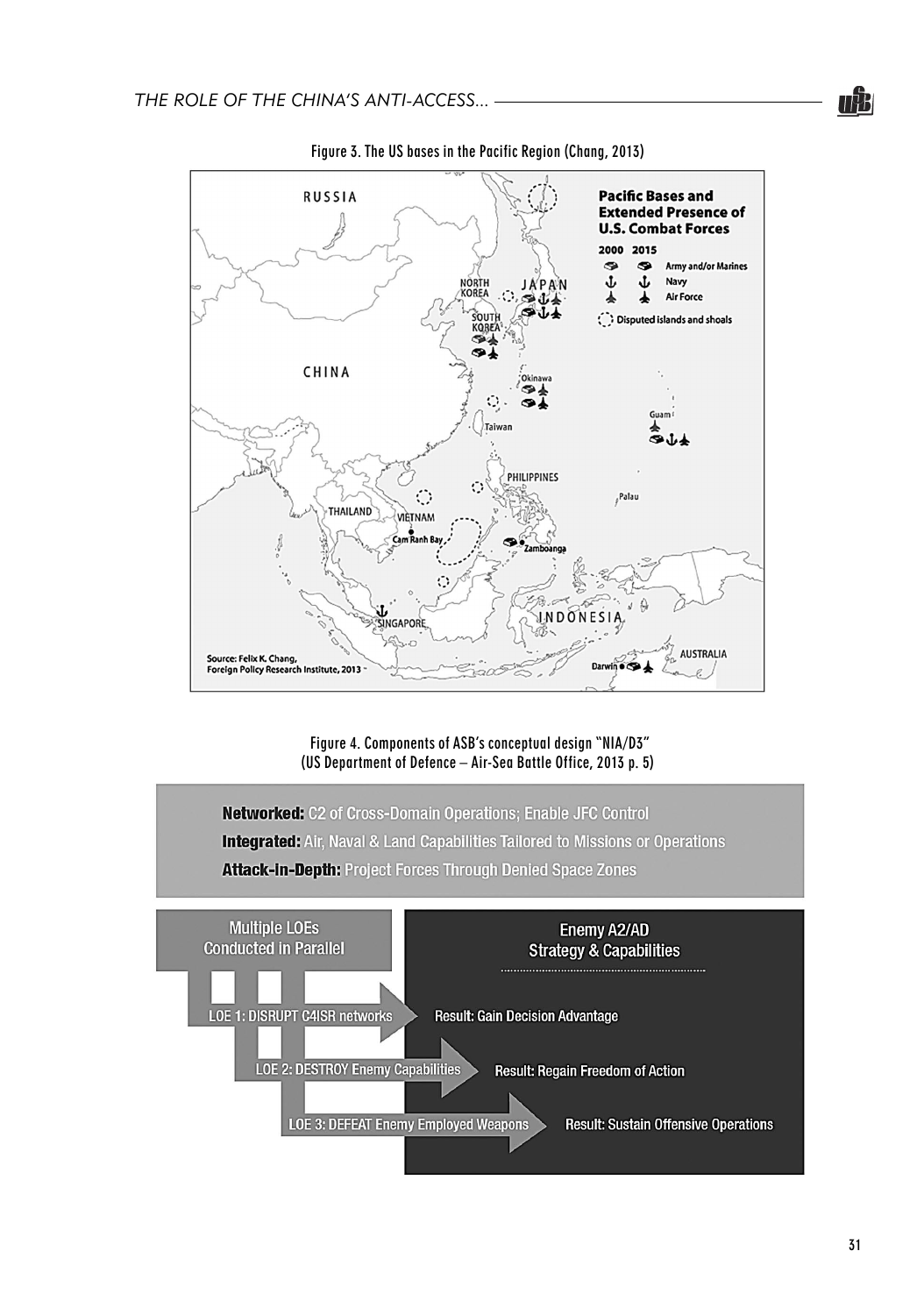Figure 3. The US bases in the Pacific Region (Chang, 2013)

Figure 4. Components of ASB's conceptual design "NIA/D3" (US Department of Defence – Air-Sea Battle Office, 2013 p. 5)

**Networked:** C2 of Cross-Domain Operations; Enable JFC Control

**Integrated:** Air, Naval & Land Capabilities Tailored to Missions or Operations

**Attack-in-Depth:** Project Forces Through Denied Space Zones

Multiple LOEs Conducted in Parallel

Enemy A2/AD Strategy & Capabilities

LOE 1: DISRUPT C4ISR networks — Result: Gain Decision Advantage

LOE 2: DESTROY Enemy Capabilities — Result: Regain Freedom of Action

LOE 3: DEFEAT Enemy Employed Weapons — Result: Sustain Offensive Operations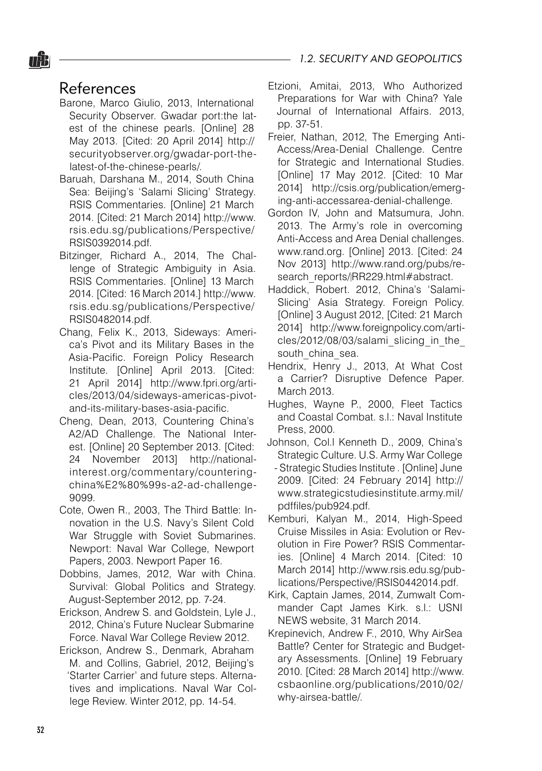## References

Barone, Marco Giulio, 2013, International Security Observer. Gwadar port:the latest of the chinese pearls. [Online] 28 May 2013. [Cited: 20 April 2014] http://securityobserver.org/gwadar-port-the-latest-of-the-chinese-pearls/.

Baruah, Darshana M., 2014, South China Sea: Beijing's 'Salami Slicing' Strategy. RSIS Commentaries. [Online] 21 March 2014. [Cited: 21 March 2014] http://www.rsis.edu.sg/publications/Perspective/RSIS0392014.pdf.

Bitzinger, Richard A., 2014, The Challenge of Strategic Ambiguity in Asia. RSIS Commentaries. [Online] 13 March 2014. [Cited: 16 March 2014.] http://www.rsis.edu.sg/publications/Perspective/RSIS0482014.pdf.

Chang, Felix K., 2013, Sideways: America's Pivot and its Military Bases in the Asia-Pacific. Foreign Policy Research Institute. [Online] April 2013. [Cited: 21 April 2014] http://www.fpri.org/articles/2013/04/sideways-americas-pivot-and-its-military-bases-asia-pacific.

Cheng, Dean, 2013, Countering China's A2/AD Challenge. The National Interest. [Online] 20 September 2013. [Cited: 24 November 2013] http://nationalinterest.org/commentary/countering-china%E2%80%99s-a2-ad-challenge-9099.

Cote, Owen R., 2003, The Third Battle: Innovation in the U.S. Navy's Silent Cold War Struggle with Soviet Submarines. Newport: Naval War College, Newport Papers, 2003. Newport Paper 16.

Dobbins, James, 2012, War with China. Survival: Global Politics and Strategy. August-September 2012, pp. 7-24.

Erickson, Andrew S. and Goldstein, Lyle J., 2012, China's Future Nuclear Submarine Force. Naval War College Review 2012.

Erickson, Andrew S., Denmark, Abraham M. and Collins, Gabriel, 2012, Beijing's 'Starter Carrier' and future steps. Alternatives and implications. Naval War College Review. Winter 2012, pp. 14-54.

Etzioni, Amitai, 2013, Who Authorized Preparations for War with China? Yale Journal of International Affairs. 2013, pp. 37-51.

Freier, Nathan, 2012, The Emerging Anti-Access/Area-Denial Challenge. Centre for Strategic and International Studies. [Online] 17 May 2012. [Cited: 10 Mar 2014] http://csis.org/publication/emerging-anti-accessarea-denial-challenge.

Gordon IV, John and Matsumura, John. 2013. The Army's role in overcoming Anti-Access and Area Denial challenges. www.rand.org. [Online] 2013. [Cited: 24 Nov 2013] http://www.rand.org/pubs/research_reports/RR229.html#abstract.

Haddick, Robert. 2012, China's 'Salami-Slicing' Asia Strategy. Foreign Policy. [Online] 3 August 2012, [Cited: 21 March 2014] http://www.foreignpolicy.com/articles/2012/08/03/salami_slicing_in_the_south_china_sea.

Hendrix, Henry J., 2013, At What Cost a Carrier? Disruptive Defence Paper. March 2013.

Hughes, Wayne P., 2000, Fleet Tactics and Coastal Combat. s.l.: Naval Institute Press, 2000.

Johnson, Col.l Kenneth D., 2009, China's Strategic Culture. U.S. Army War College - Strategic Studies Institute . [Online] June 2009. [Cited: 24 February 2014] http://www.strategicstudiesinstitute.army.mil/pdffiles/pub924.pdf.

Kemburi, Kalyan M., 2014, High-Speed Cruise Missiles in Asia: Evolution or Revolution in Fire Power? RSIS Commentaries. [Online] 4 March 2014. [Cited: 10 March 2014] http://www.rsis.edu.sg/publications/Perspective/RSIS0442014.pdf.

Kirk, Captain James, 2014, Zumwalt Commander Capt James Kirk. s.l.: USNI NEWS website, 31 March 2014.

Krepinevich, Andrew F., 2010, Why AirSea Battle? Center for Strategic and Budgetary Assessments. [Online] 19 February 2010. [Cited: 28 March 2014] http://www.csbaonline.org/publications/2010/02/why-airsea-battle/.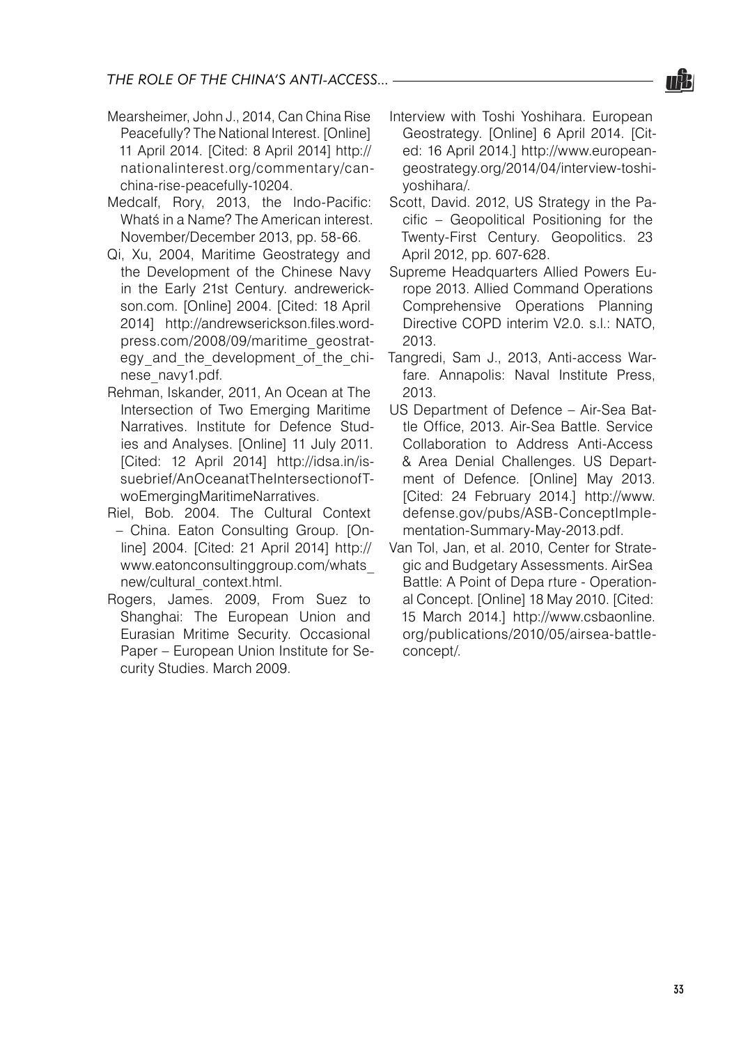Mearsheimer, John J., 2014, Can China Rise Peacefully? The National Interest. [Online] 11 April 2014. [Cited: 8 April 2014] http://nationalinterest.org/commentary/can-china-rise-peacefully-10204.

Medcalf, Rory, 2013, the Indo-Pacific: Whatś in a Name? The American interest. November/December 2013, pp. 58-66.

Qi, Xu, 2004, Maritime Geostrategy and the Development of the Chinese Navy in the Early 21st Century. andrewerickson.com. [Online] 2004. [Cited: 18 April 2014] http://andrewserickson.files.wordpress.com/2008/09/maritime_geostrategy_and_the_development_of_the_chinese_navy1.pdf.

Rehman, Iskander, 2011, An Ocean at The Intersection of Two Emerging Maritime Narratives. Institute for Defence Studies and Analyses. [Online] 11 July 2011. [Cited: 12 April 2014] http://idsa.in/issuebrief/AnOceanatTheIntersectionofTwoEmergingMaritimeNarratives.

Riel, Bob. 2004. The Cultural Context – China. Eaton Consulting Group. [Online] 2004. [Cited: 21 April 2014] http://www.eatonconsultinggroup.com/whats_new/cultural_context.html.

Rogers, James. 2009, From Suez to Shanghai: The European Union and Eurasian Mritime Security. Occasional Paper – European Union Institute for Security Studies. March 2009.

Interview with Toshi Yoshihara. European Geostrategy. [Online] 6 April 2014. [Cited: 16 April 2014.] http://www.europeangeostrategy.org/2014/04/interview-toshi-yoshihara/.

Scott, David. 2012, US Strategy in the Pacific – Geopolitical Positioning for the Twenty-First Century. Geopolitics. 23 April 2012, pp. 607-628.

Supreme Headquarters Allied Powers Europe 2013. Allied Command Operations Comprehensive Operations Planning Directive COPD interim V2.0. s.l.: NATO, 2013.

Tangredi, Sam J., 2013, Anti-access Warfare. Annapolis: Naval Institute Press, 2013.

US Department of Defence – Air-Sea Battle Office, 2013. Air-Sea Battle. Service Collaboration to Address Anti-Access & Area Denial Challenges. US Department of Defence. [Online] May 2013. [Cited: 24 February 2014.] http://www.defense.gov/pubs/ASB-ConceptImplementation-Summary-May-2013.pdf.

Van Tol, Jan, et al. 2010, Center for Strategic and Budgetary Assessments. AirSea Battle: A Point of Depa rture - Operational Concept. [Online] 18 May 2010. [Cited: 15 March 2014.] http://www.csbaonline.org/publications/2010/05/airsea-battle-concept/.